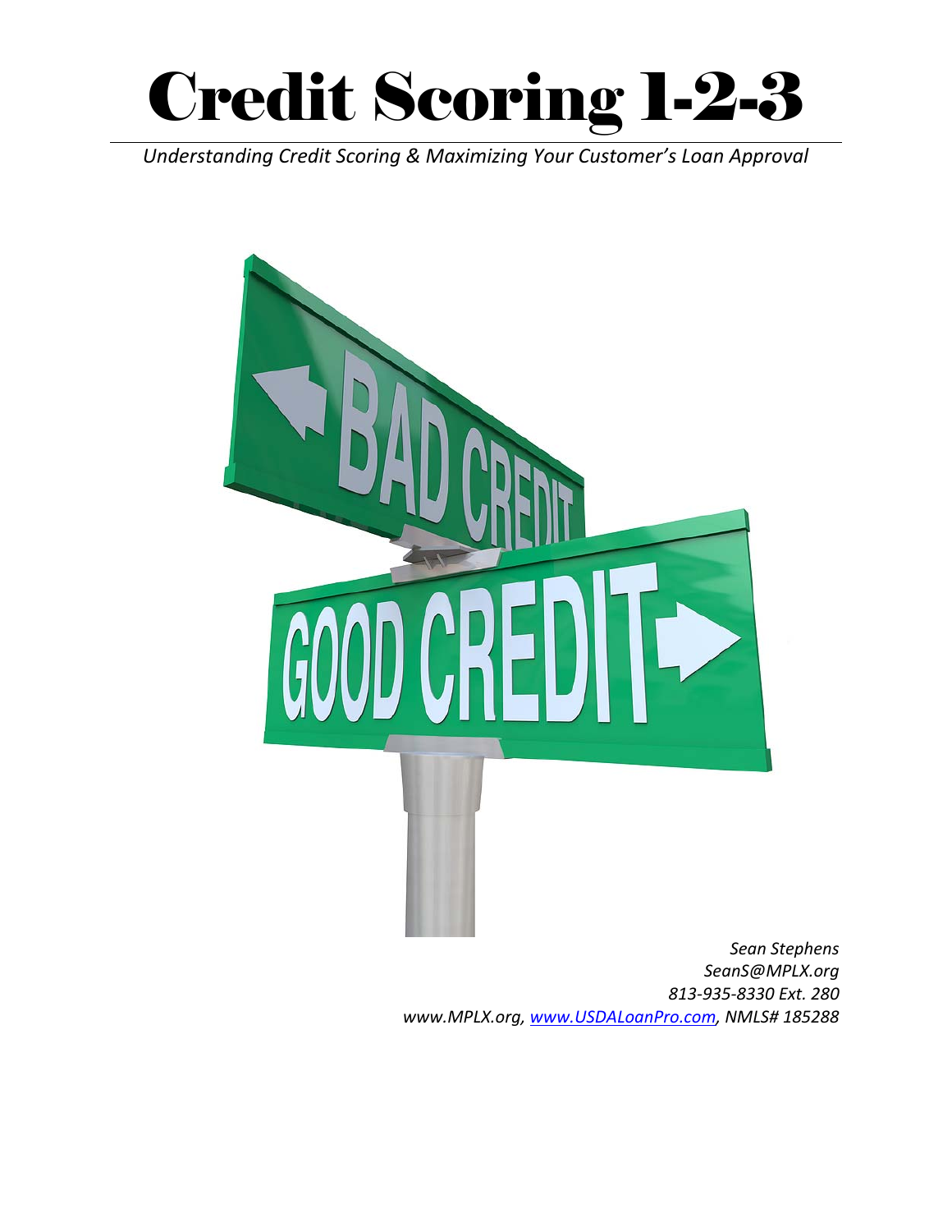# Credit Scoring 1-2-3

*Understanding Credit Scoring & Maximizing Your Customer's Loan Approval*

*Sean Stephens*
*SeanS@MPLX.org*
*813-935-8330 Ext. 280*
*www.MPLX.org, [www.USDALoanPro.com](http://www.USDALoanPro.com), NMLS# 185288*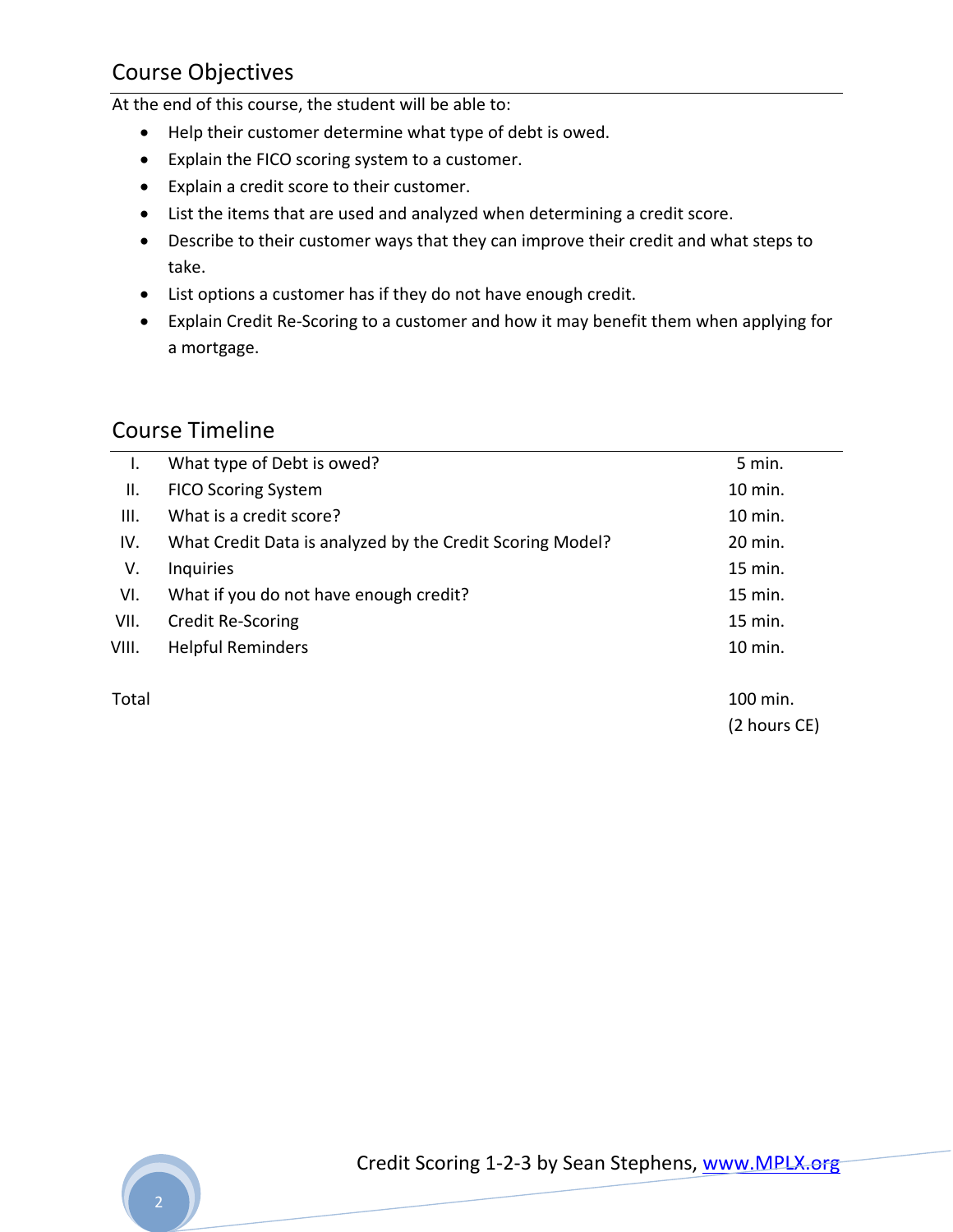## Course Objectives

At the end of this course, the student will be able to:

- Help their customer determine what type of debt is owed.
- Explain the FICO scoring system to a customer.
- Explain a credit score to their customer.
- List the items that are used and analyzed when determining a credit score.
- Describe to their customer ways that they can improve their credit and what steps to take.
- List options a customer has if they do not have enough credit.
- Explain Credit Re-Scoring to a customer and how it may benefit them when applying for a mortgage.

## Course Timeline

| | | |
|---|---|---|
| I. | What type of Debt is owed? | 5 min. |
| II. | FICO Scoring System | 10 min. |
| III. | What is a credit score? | 10 min. |
| IV. | What Credit Data is analyzed by the Credit Scoring Model? | 20 min. |
| V. | Inquiries | 15 min. |
| VI. | What if you do not have enough credit? | 15 min. |
| VII. | Credit Re-Scoring | 15 min. |
| VIII. | Helpful Reminders | 10 min. |
| Total | | 100 min. (2 hours CE) |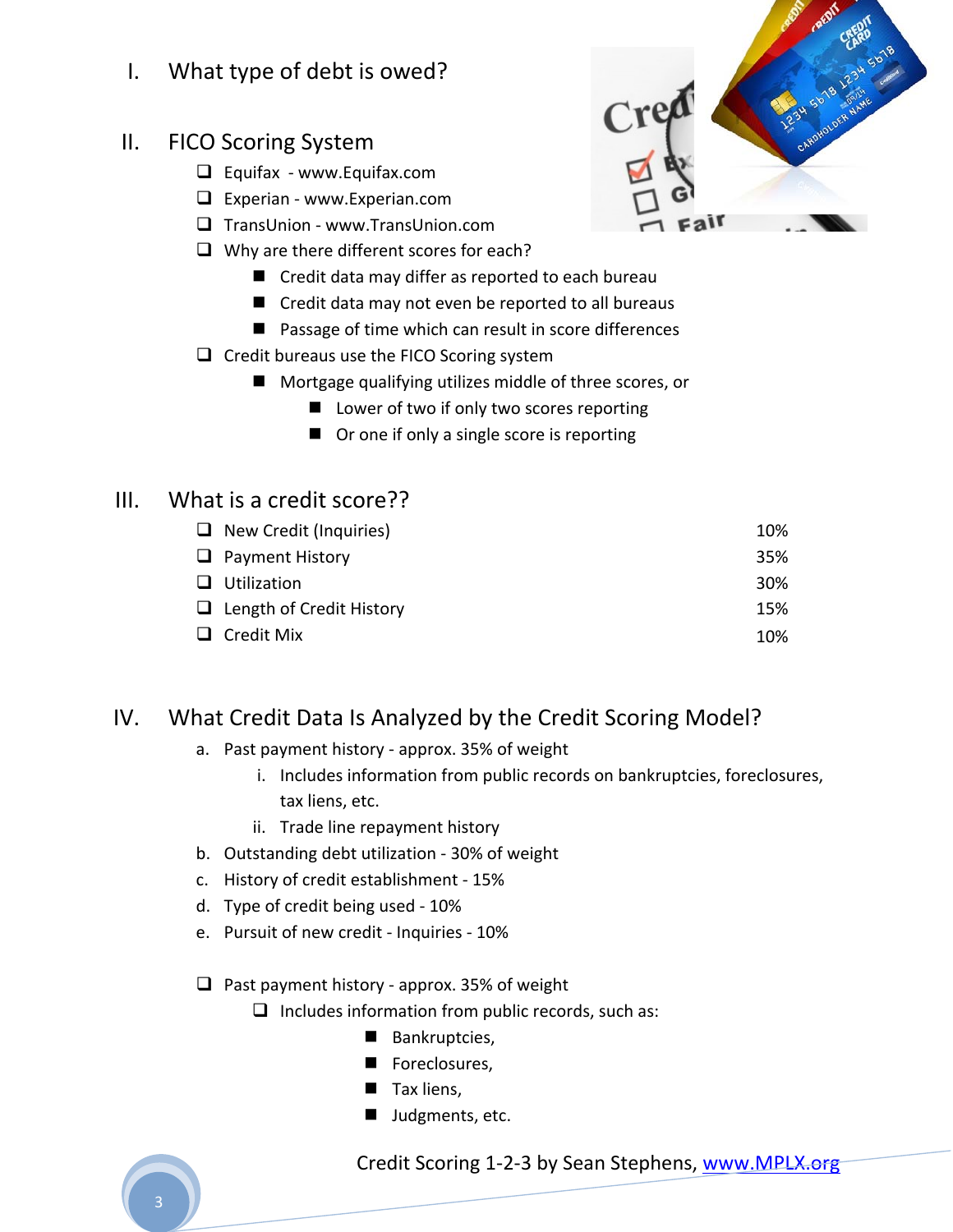## I. What type of debt is owed?

## II. FICO Scoring System

- Equifax - www.Equifax.com
- Experian - www.Experian.com
- TransUnion - www.TransUnion.com
- Why are there different scores for each?
  - Credit data may differ as reported to each bureau
  - Credit data may not even be reported to all bureaus
  - Passage of time which can result in score differences
- Credit bureaus use the FICO Scoring system
  - Mortgage qualifying utilizes middle of three scores, or
    - Lower of two if only two scores reporting
    - Or one if only a single score is reporting

## III. What is a credit score??

| | |
|---|---|
| New Credit (Inquiries) | 10% |
| Payment History | 35% |
| Utilization | 30% |
| Length of Credit History | 15% |
| Credit Mix | 10% |

## IV. What Credit Data Is Analyzed by the Credit Scoring Model?

a. Past payment history - approx. 35% of weight
   i. Includes information from public records on bankruptcies, foreclosures, tax liens, etc.
   ii. Trade line repayment history

b. Outstanding debt utilization - 30% of weight

c. History of credit establishment - 15%

d. Type of credit being used - 10%

e. Pursuit of new credit - Inquiries - 10%

- Past payment history - approx. 35% of weight
  - Includes information from public records, such as:
    - Bankruptcies,
    - Foreclosures,
    - Tax liens,
    - Judgments, etc.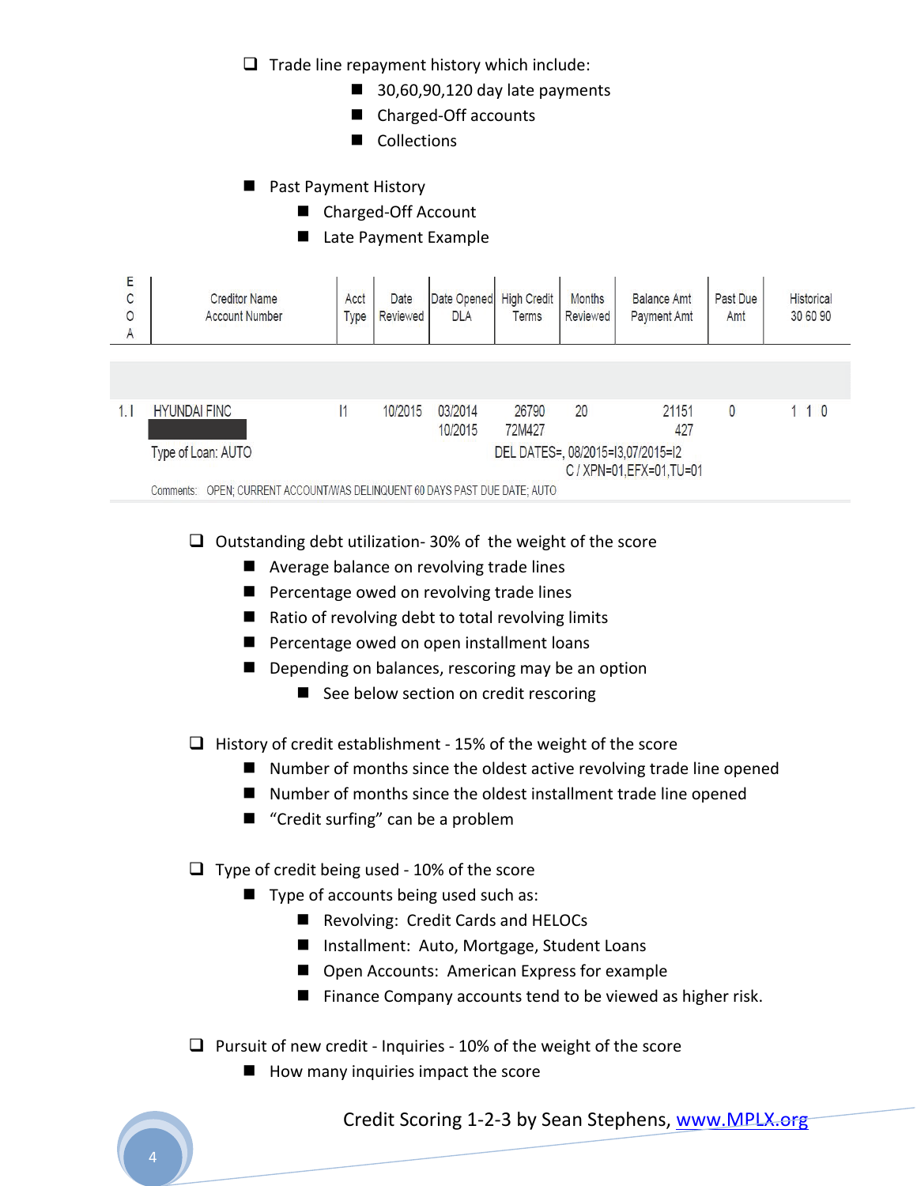- Trade line repayment history which include:
  - 30,60,90,120 day late payments
  - Charged-Off accounts
  - Collections

- Past Payment History
  - Charged-Off Account
  - Late Payment Example

| E C O A | Creditor Name / Account Number | Acct Type | Date Reviewed | Date Opened / DLA | High Credit / Terms | Months Reviewed | Balance Amt / Payment Amt | Past Due Amt | Historical 30 60 90 |
|---|---|---|---|---|---|---|---|---|---|
| 1. I | HYUNDAI FINC / ████ / Type of Loan: AUTO | I1 | 10/2015 | 03/2014 / 10/2015 | 26790 / 72M427 | 20 | 21151 / 427 | 0 | 1 1 0 |
| | | | | DEL DATES=, 08/2015=I3,07/2015=I2 / C / XPN=01,EFX=01,TU=01 | | | | | |
| | Comments: OPEN; CURRENT ACCOUNT/WAS DELINQUENT 60 DAYS PAST DUE DATE; AUTO | | | | | | | | |

- Outstanding debt utilization- 30% of the weight of the score
  - Average balance on revolving trade lines
  - Percentage owed on revolving trade lines
  - Ratio of revolving debt to total revolving limits
  - Percentage owed on open installment loans
  - Depending on balances, rescoring may be an option
    - See below section on credit rescoring

- History of credit establishment - 15% of the weight of the score
  - Number of months since the oldest active revolving trade line opened
  - Number of months since the oldest installment trade line opened
  - "Credit surfing" can be a problem

- Type of credit being used - 10% of the score
  - Type of accounts being used such as:
    - Revolving: Credit Cards and HELOCs
    - Installment: Auto, Mortgage, Student Loans
    - Open Accounts: American Express for example
    - Finance Company accounts tend to be viewed as higher risk.

- Pursuit of new credit - Inquiries - 10% of the weight of the score
  - How many inquiries impact the score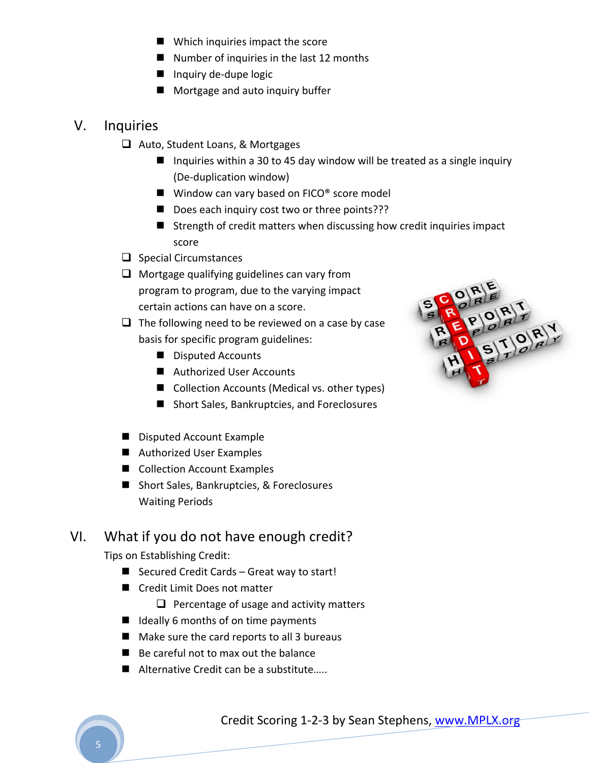- Which inquiries impact the score
- Number of inquiries in the last 12 months
- Inquiry de-dupe logic
- Mortgage and auto inquiry buffer

## V. Inquiries

- Auto, Student Loans, & Mortgages
  - Inquiries within a 30 to 45 day window will be treated as a single inquiry (De-duplication window)
  - Window can vary based on FICO® score model
  - Does each inquiry cost two or three points???
  - Strength of credit matters when discussing how credit inquiries impact score
- Special Circumstances
- Mortgage qualifying guidelines can vary from program to program, due to the varying impact certain actions can have on a score.
- The following need to be reviewed on a case by case basis for specific program guidelines:
  - Disputed Accounts
  - Authorized User Accounts
  - Collection Accounts (Medical vs. other types)
  - Short Sales, Bankruptcies, and Foreclosures

- Disputed Account Example
- Authorized User Examples
- Collection Account Examples
- Short Sales, Bankruptcies, & Foreclosures Waiting Periods

## VI. What if you do not have enough credit?

Tips on Establishing Credit:

- Secured Credit Cards – Great way to start!
- Credit Limit Does not matter
  - Percentage of usage and activity matters
- Ideally 6 months of on time payments
- Make sure the card reports to all 3 bureaus
- Be careful not to max out the balance
- Alternative Credit can be a substitute…..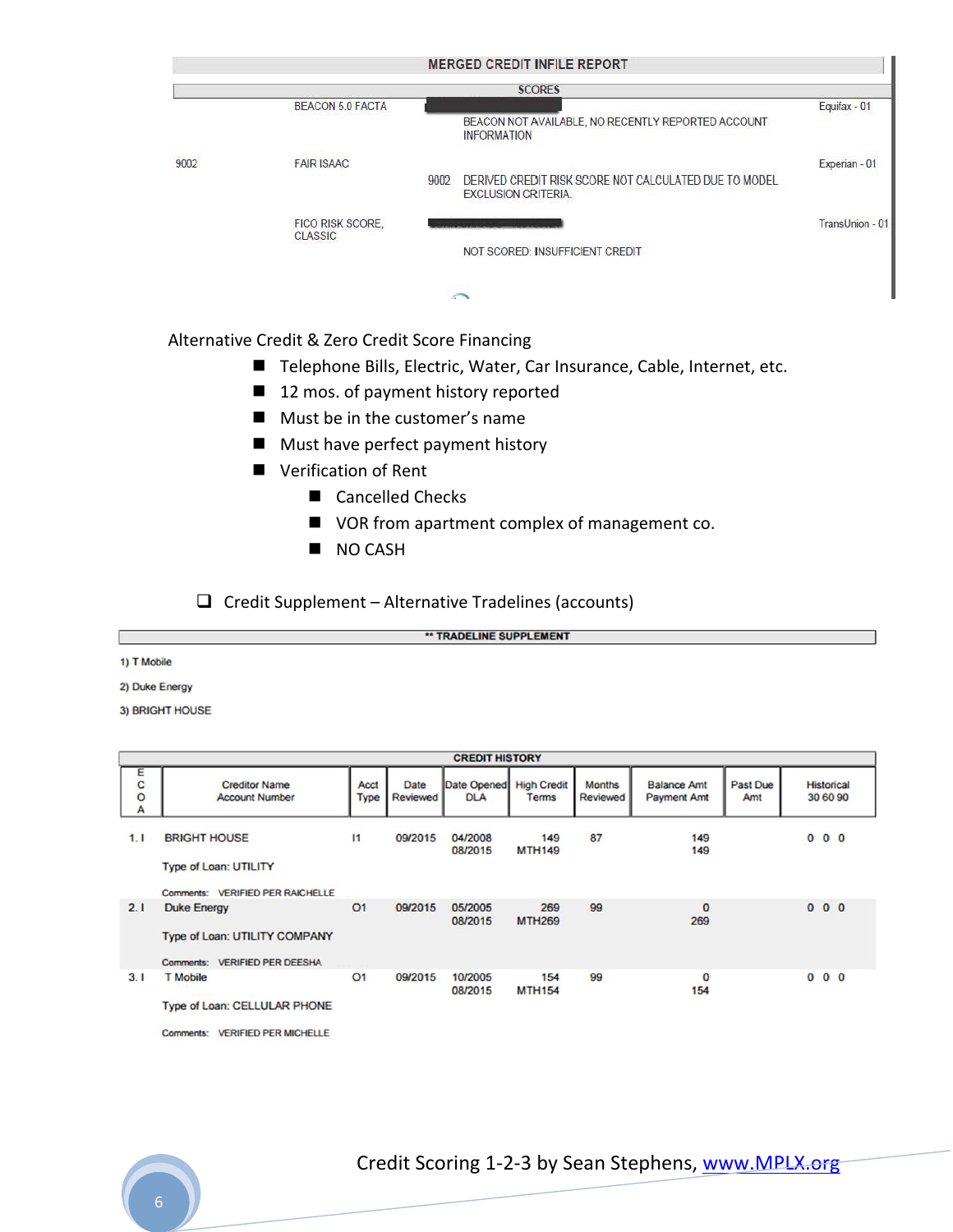**MERGED CREDIT INFILE REPORT**

| SCORES | | | |
|---|---|---|---|
| | BEACON 5.0 FACTA | BEACON NOT AVAILABLE, NO RECENTLY REPORTED ACCOUNT INFORMATION | Equifax - 01 |
| 9002 | FAIR ISAAC | 9002 DERIVED CREDIT RISK SCORE NOT CALCULATED DUE TO MODEL EXCLUSION CRITERIA. | Experian - 01 |
| | FICO RISK SCORE, CLASSIC | NOT SCORED: INSUFFICIENT CREDIT | TransUnion - 01 |

Alternative Credit & Zero Credit Score Financing

- Telephone Bills, Electric, Water, Car Insurance, Cable, Internet, etc.
- 12 mos. of payment history reported
- Must be in the customer's name
- Must have perfect payment history
- Verification of Rent
  - Cancelled Checks
  - VOR from apartment complex of management co.
  - NO CASH

- [ ] Credit Supplement – Alternative Tradelines (accounts)

**\*\* TRADELINE SUPPLEMENT**

1) T Mobile

2) Duke Energy

3) BRIGHT HOUSE

**CREDIT HISTORY**

| ECOA | Creditor Name Account Number | Acct Type | Date Reviewed | Date Opened DLA | High Credit Terms | Months Reviewed | Balance Amt Payment Amt | Past Due Amt | Historical 30 60 90 |
|---|---|---|---|---|---|---|---|---|---|
| 1. I | BRIGHT HOUSE<br>Type of Loan: UTILITY<br>Comments: VERIFIED PER RAICHELLE | I1 | 09/2015 | 04/2008<br>08/2015 | 149<br>MTH149 | 87 | 149<br>149 | | 0 0 0 |
| 2. I | Duke Energy<br>Type of Loan: UTILITY COMPANY<br>Comments: VERIFIED PER DEESHA | O1 | 09/2015 | 05/2005<br>08/2015 | 269<br>MTH269 | 99 | 0<br>269 | | 0 0 0 |
| 3. I | T Mobile<br>Type of Loan: CELLULAR PHONE<br>Comments: VERIFIED PER MICHELLE | O1 | 09/2015 | 10/2005<br>08/2015 | 154<br>MTH154 | 99 | 0<br>154 | | 0 0 0 |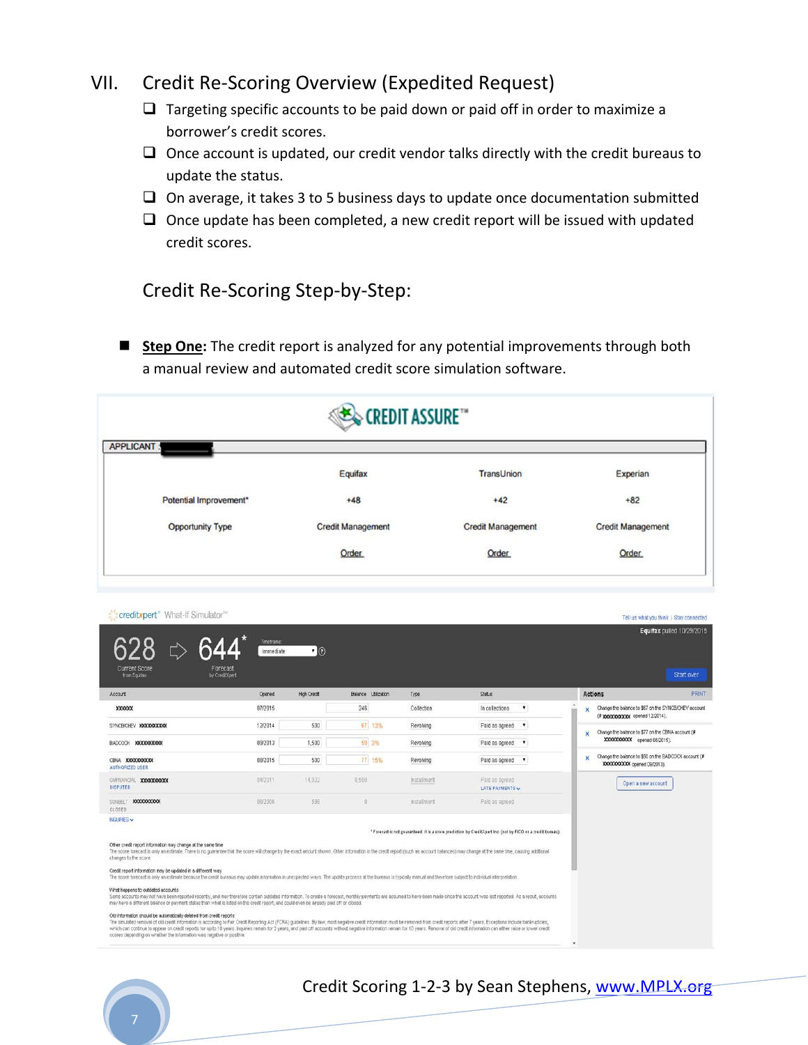# VII. Credit Re-Scoring Overview (Expedited Request)

- ❑ Targeting specific accounts to be paid down or paid off in order to maximize a borrower's credit scores.
- ❑ Once account is updated, our credit vendor talks directly with the credit bureaus to update the status.
- ❑ On average, it takes 3 to 5 business days to update once documentation submitted
- ❑ Once update has been completed, a new credit report will be issued with updated credit scores.

## Credit Re-Scoring Step-by-Step:

- **Step One**: The credit report is analyzed for any potential improvements through both a manual review and automated credit score simulation software.

CREDIT ASSURE™

APPLICANT

| | Equifax | TransUnion | Experian |
|---|---|---|---|
| Potential Improvement* | +48 | +42 | +82 |
| Opportunity Type | Credit Management | Credit Management | Credit Management |
| | Order | Order | Order |

creditxpert® What-If Simulator™

628 ⇨ 644*

Current Score from Equifax — Forecast by CreditXpert

Timeframe: immediate

Equifax pulled 10/29/2015

Start over

| Account | Opened | High Credit | Balance | Utilization | Type | Status |
|---|---|---|---|---|---|---|
| XXXXXX | 07/2015 | | 246 | | Collection | In collections |
| SYNCB/CHEV XXXXXXXXX | 12/2014 | 500 | 67 | 13% | Revolving | Paid as agreed |
| BADCOCK XXXXXXXXX | 09/2013 | 1,500 | 50 | 3% | Revolving | Paid as agreed |
| CBNA XXXXXXXXX AUTHORIZED USER | 08/2015 | 500 | 77 | 15% | Revolving | Paid as agreed |
| GMFINANCIAL XXXXXXXXX DISPUTED | 04/2011 | 14,922 | 8,598 | | Installment | Paid as agreed LATE PAYMENTS |
| SUNBELT XXXXXXXXX CLOSED | 08/2006 | 598 | 0 | | Installment | Paid as agreed |

INQUIRIES

Actions — PRINT

- Change the balance to $67 on the SYNCB/CHEV account (# XXXXXXXXX opened 12/2014).
- Change the balance to $77 on the CBNA account (# XXXXXXXXX opened 08/2015).
- Change the balance to $50 on the BADCOCK account (# XXXXXXXXX opened 09/2013).

Open a new account

* Forecast is not guaranteed. It is a score prediction by CreditXpert Inc. (not by FICO or a credit bureau).

Other credit report information may change at the same time
The score forecast is only an estimate. There is no guarantee that the score will change by the exact amount shown. Other information in the credit report (such as account balances) may change at the same time, causing additional changes to the score.

Credit report information may be updated in a different way
The score forecast is only an estimate because the credit bureaus may update information in unexpected ways. The update process at the bureaus is typically manual and therefore subject to individual interpretation.

What happens to outdated accounts
Some accounts may not have been reported recently, and may therefore contain outdated information. To create a forecast, monthly payments are assumed to have been made since the account was last reported. As a result, accounts may have a different balance or payment status than what is listed on the credit report, and could even be already paid off or closed.

Old information should be automatically deleted from credit reports
The simulated removal of old credit information is according to Fair Credit Reporting Act (FCRA) guidelines. By law, most negative credit information must be removed from credit reports after 7 years. Exceptions include bankruptcies, which can continue to appear on credit reports for up to 10 years. Inquiries remain for 2 years, and paid off accounts without negative information remain for 10 years. Removal of old credit information can either raise or lower credit scores depending on whether the information was negative or positive.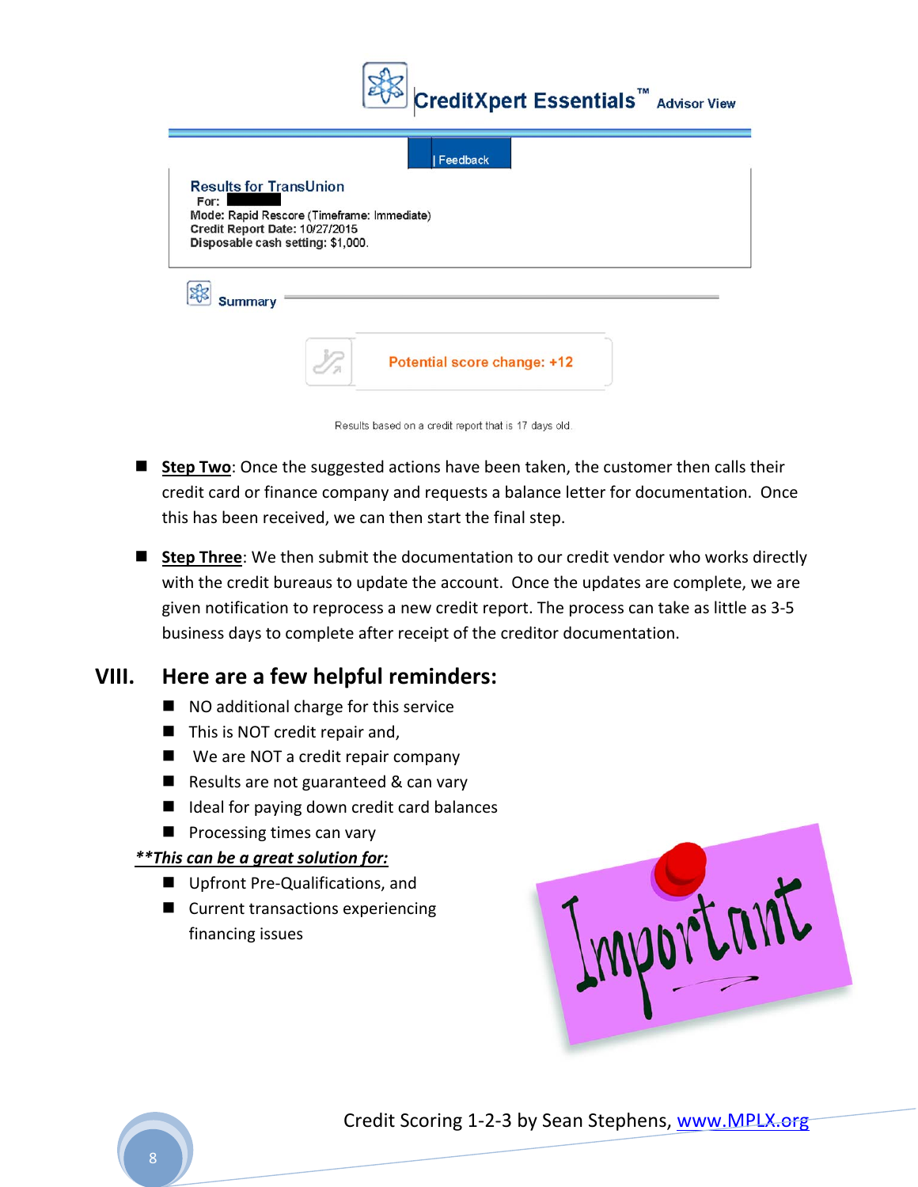CreditXpert Essentials™ Advisor View

| Feedback

**Results for TransUnion**
For:
Mode: Rapid Rescore (Timeframe: Immediate)
Credit Report Date: 10/27/2015
Disposable cash setting: $1,000.

**Summary**

Potential score change: +12

Results based on a credit report that is 17 days old.

- **Step Two**: Once the suggested actions have been taken, the customer then calls their credit card or finance company and requests a balance letter for documentation. Once this has been received, we can then start the final step.
- **Step Three**: We then submit the documentation to our credit vendor who works directly with the credit bureaus to update the account. Once the updates are complete, we are given notification to reprocess a new credit report. The process can take as little as 3-5 business days to complete after receipt of the creditor documentation.

## VIII. Here are a few helpful reminders:

- NO additional charge for this service
- This is NOT credit repair and,
- We are NOT a credit repair company
- Results are not guaranteed & can vary
- Ideal for paying down credit card balances
- Processing times can vary

***\*\*This can be a great solution for:***

- Upfront Pre-Qualifications, and
- Current transactions experiencing financing issues

Important

Credit Scoring 1-2-3 by Sean Stephens, www.MPLX.org